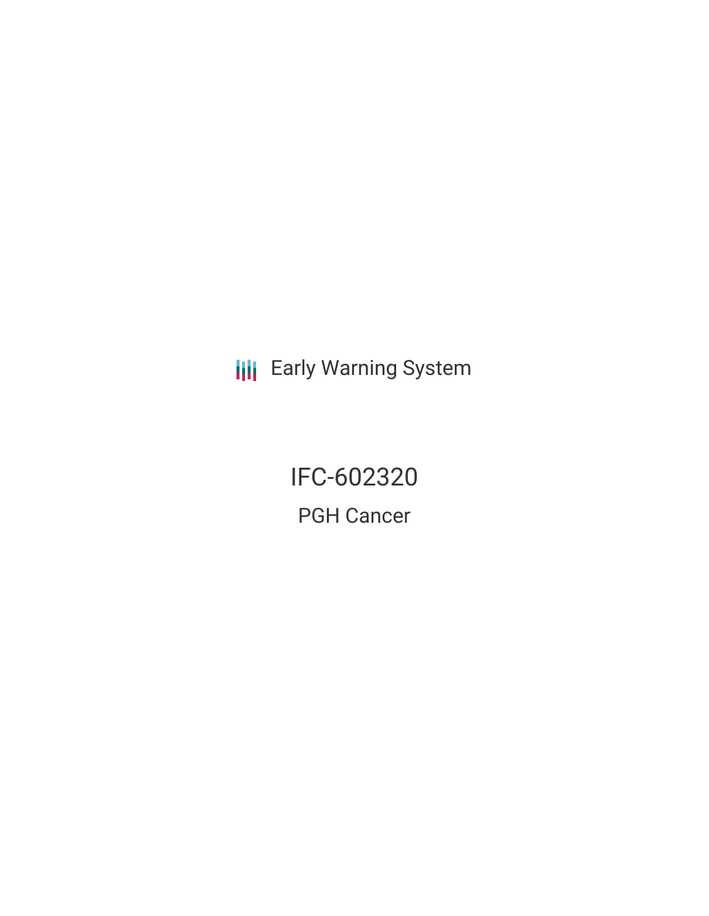Early Warning System

# IFC-602320

## PGH Cancer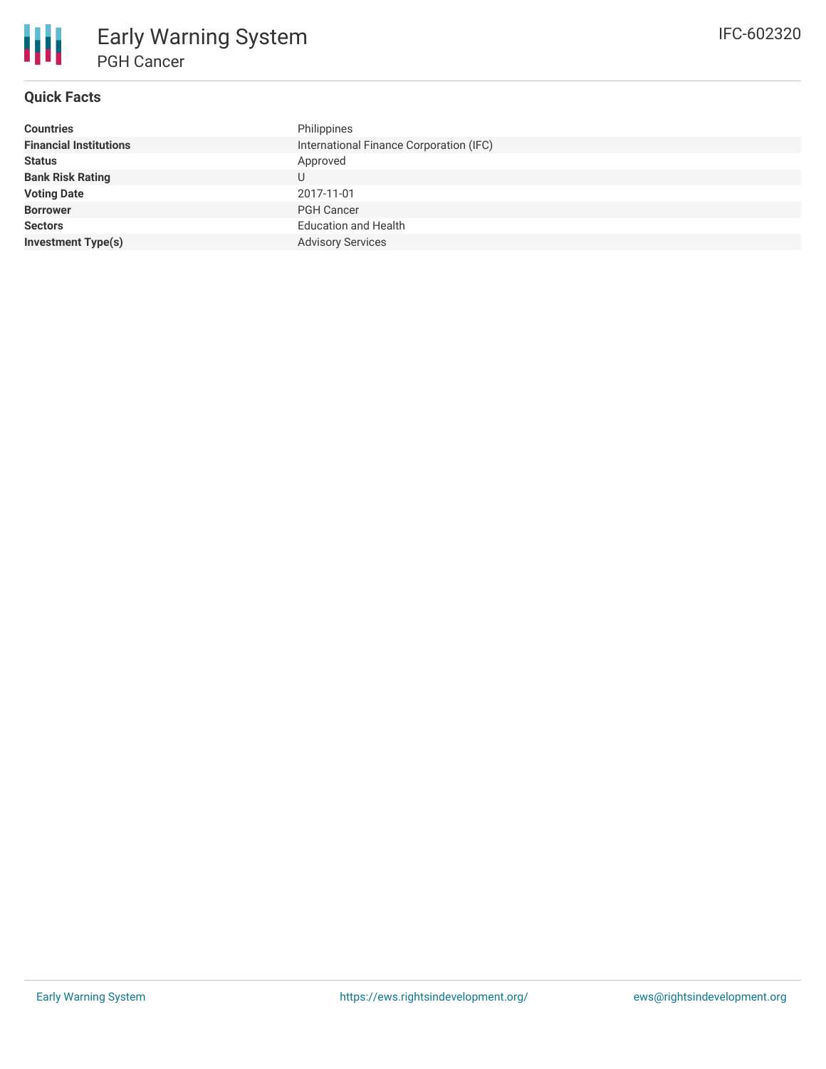# Early Warning System

## PGH Cancer

IFC-602320

### Quick Facts

| | |
|---|---|
| **Countries** | Philippines |
| **Financial Institutions** | International Finance Corporation (IFC) |
| **Status** | Approved |
| **Bank Risk Rating** | U |
| **Voting Date** | 2017-11-01 |
| **Borrower** | PGH Cancer |
| **Sectors** | Education and Health |
| **Investment Type(s)** | Advisory Services |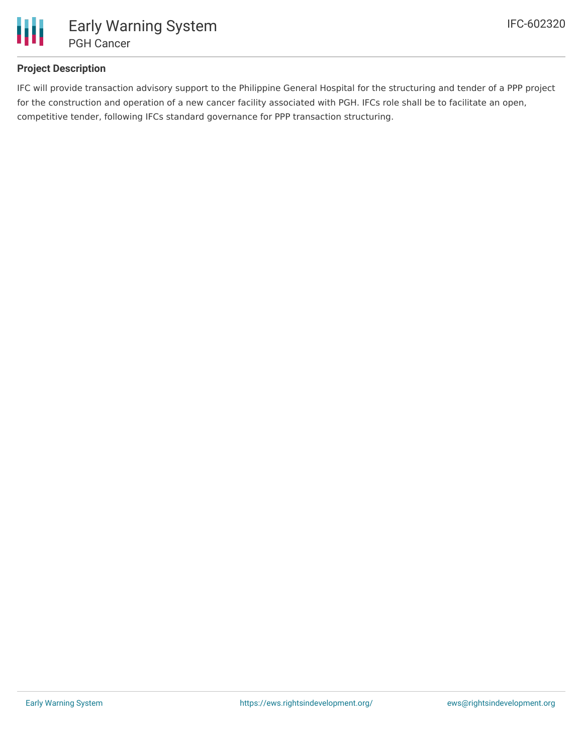## Project Description

IFC will provide transaction advisory support to the Philippine General Hospital for the structuring and tender of a PPP project for the construction and operation of a new cancer facility associated with PGH. IFCs role shall be to facilitate an open, competitive tender, following IFCs standard governance for PPP transaction structuring.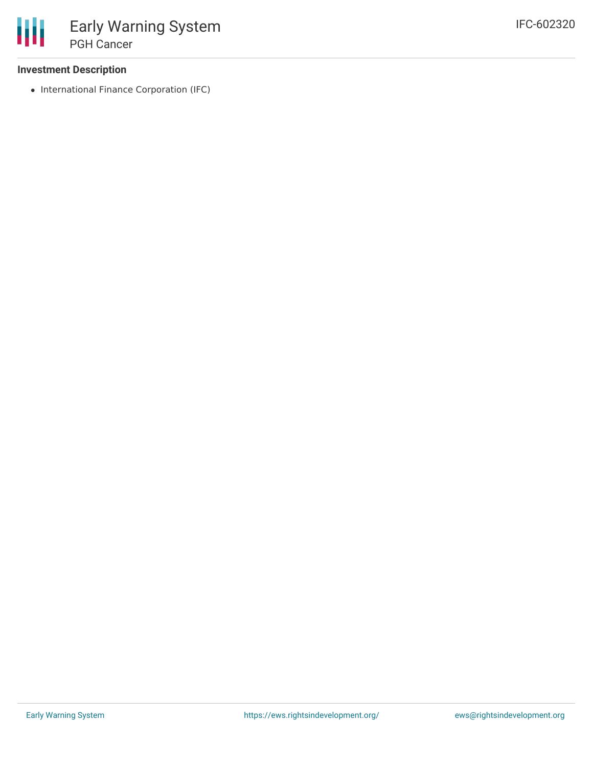### Investment Description

- International Finance Corporation (IFC)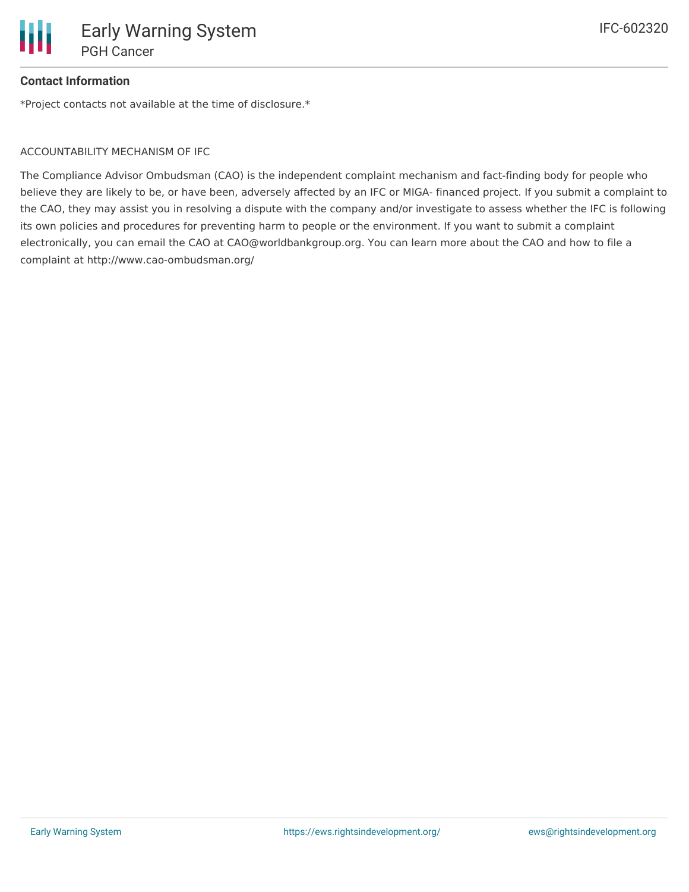## Contact Information

*Project contacts not available at the time of disclosure.*

ACCOUNTABILITY MECHANISM OF IFC

The Compliance Advisor Ombudsman (CAO) is the independent complaint mechanism and fact-finding body for people who believe they are likely to be, or have been, adversely affected by an IFC or MIGA- financed project. If you submit a complaint to the CAO, they may assist you in resolving a dispute with the company and/or investigate to assess whether the IFC is following its own policies and procedures for preventing harm to people or the environment. If you want to submit a complaint electronically, you can email the CAO at CAO@worldbankgroup.org. You can learn more about the CAO and how to file a complaint at http://www.cao-ombudsman.org/